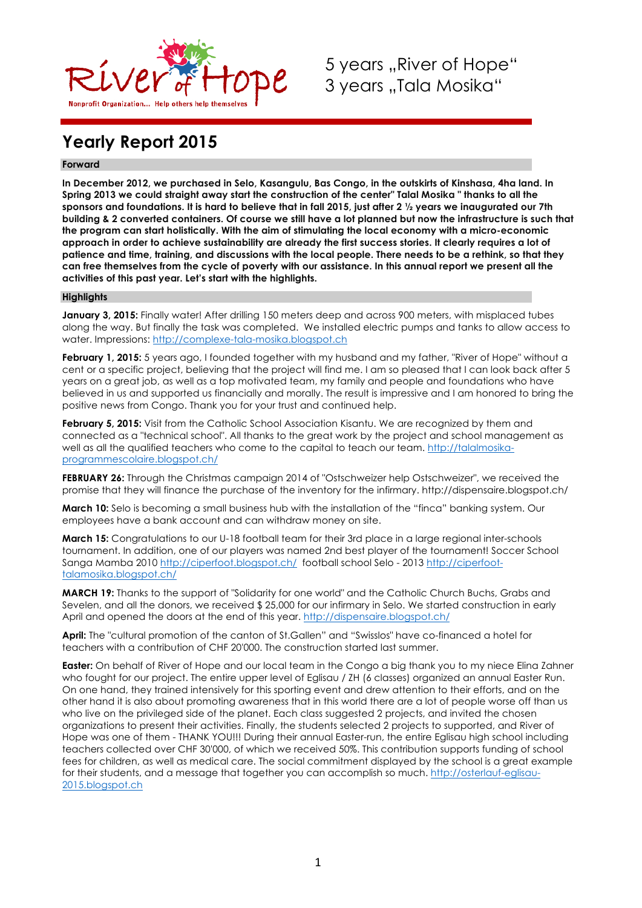5 years „River of Hope"
3 years „Tala Mosika"

# Yearly Report 2015

## Forward

**In December 2012, we purchased in Selo, Kasangulu, Bas Congo, in the outskirts of Kinshasa, 4ha land. In Spring 2013 we could straight away start the construction of the center" Talal Mosika " thanks to all the sponsors and foundations. It is hard to believe that in fall 2015, just after 2 ½ years we inaugurated our 7th building & 2 converted containers. Of course we still have a lot planned but now the infrastructure is such that the program can start holistically. With the aim of stimulating the local economy with a micro-economic approach in order to achieve sustainability are already the first success stories. It clearly requires a lot of patience and time, training, and discussions with the local people. There needs to be a rethink, so that they can free themselves from the cycle of poverty with our assistance. In this annual report we present all the activities of this past year. Let's start with the highlights.**

## Highlights

**January 3, 2015:** Finally water! After drilling 150 meters deep and across 900 meters, with misplaced tubes along the way. But finally the task was completed. We installed electric pumps and tanks to allow access to water. Impressions: http://complexe-tala-mosika.blogspot.ch

**February 1, 2015:** 5 years ago, I founded together with my husband and my father, "River of Hope" without a cent or a specific project, believing that the project will find me. I am so pleased that I can look back after 5 years on a great job, as well as a top motivated team, my family and people and foundations who have believed in us and supported us financially and morally. The result is impressive and I am honored to bring the positive news from Congo. Thank you for your trust and continued help.

**February 5, 2015:** Visit from the Catholic School Association Kisantu. We are recognized by them and connected as a "technical school". All thanks to the great work by the project and school management as well as all the qualified teachers who come to the capital to teach our team. http://talalmosika-programmescolaire.blogspot.ch/

**FEBRUARY 26:** Through the Christmas campaign 2014 of "Ostschweizer help Ostschweizer", we received the promise that they will finance the purchase of the inventory for the infirmary. http://dispensaire.blogspot.ch/

**March 10:** Selo is becoming a small business hub with the installation of the "finca" banking system. Our employees have a bank account and can withdraw money on site.

**March 15:** Congratulations to our U-18 football team for their 3rd place in a large regional inter-schools tournament. In addition, one of our players was named 2nd best player of the tournament! Soccer School Sanga Mamba 2010 http://ciperfoot.blogspot.ch/ football school Selo - 2013 http://ciperfoot-talamosika.blogspot.ch/

**MARCH 19:** Thanks to the support of "Solidarity for one world" and the Catholic Church Buchs, Grabs and Sevelen, and all the donors, we received $ 25,000 for our infirmary in Selo. We started construction in early April and opened the doors at the end of this year. http://dispensaire.blogspot.ch/

**April:** The "cultural promotion of the canton of St.Gallen" and "Swisslos" have co-financed a hotel for teachers with a contribution of CHF 20'000. The construction started last summer.

**Easter:** On behalf of River of Hope and our local team in the Congo a big thank you to my niece Elina Zahner who fought for our project. The entire upper level of Eglisau / ZH (6 classes) organized an annual Easter Run. On one hand, they trained intensively for this sporting event and drew attention to their efforts, and on the other hand it is also about promoting awareness that in this world there are a lot of people worse off than us who live on the privileged side of the planet. Each class suggested 2 projects, and invited the chosen organizations to present their activities. Finally, the students selected 2 projects to supported, and River of Hope was one of them - THANK YOU!!! During their annual Easter-run, the entire Eglisau high school including teachers collected over CHF 30'000, of which we received 50%. This contribution supports funding of school fees for children, as well as medical care. The social commitment displayed by the school is a great example for their students, and a message that together you can accomplish so much. http://osterlauf-eglisau-2015.blogspot.ch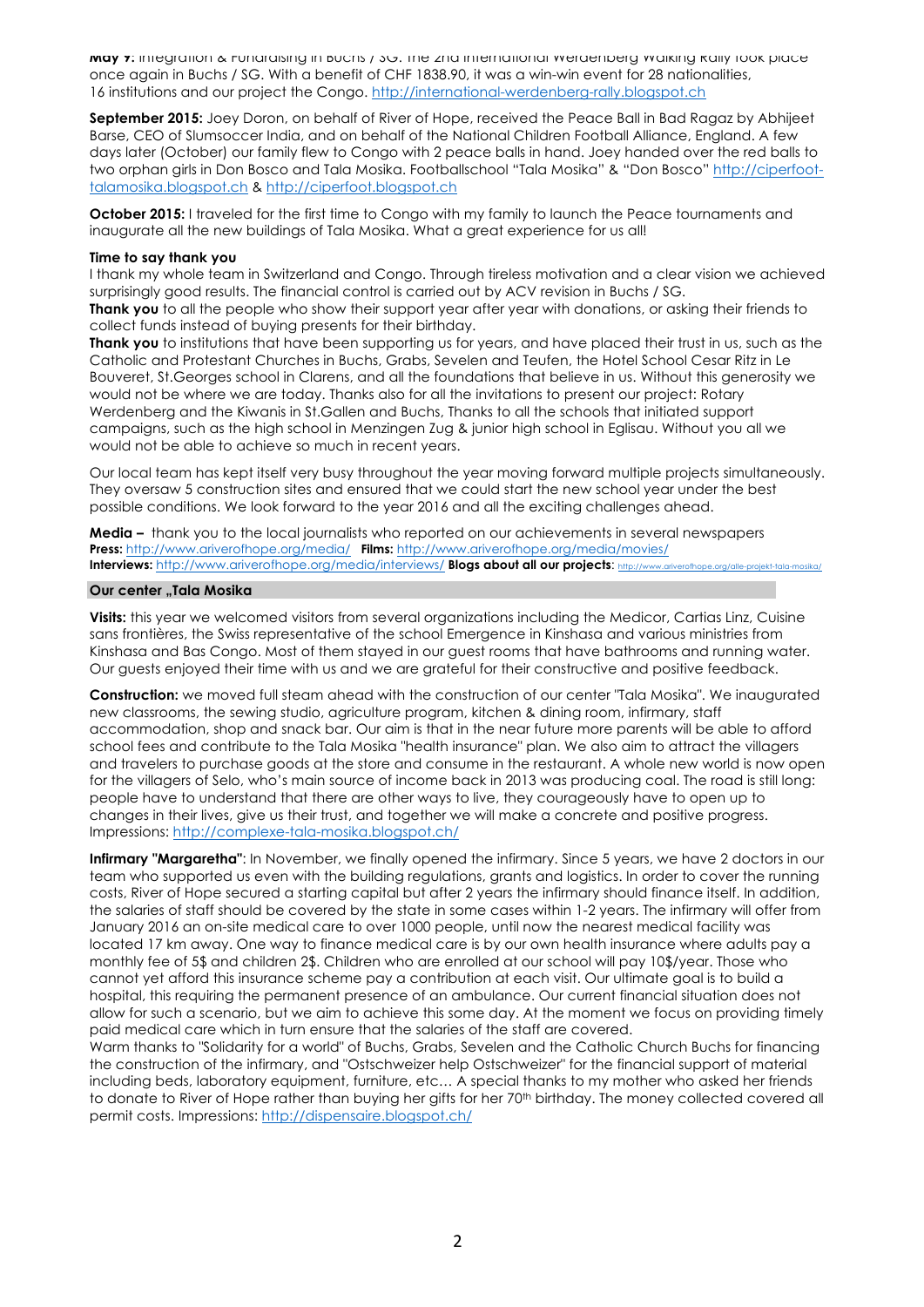**May 9:** Integration & Fundraising in Buchs / SG. The 2nd International Werdenberg Walking Rally took place once again in Buchs / SG. With a benefit of CHF 1838.90, it was a win-win event for 28 nationalities, 16 institutions and our project the Congo. http://international-werdenberg-rally.blogspot.ch

**September 2015:** Joey Doron, on behalf of River of Hope, received the Peace Ball in Bad Ragaz by Abhijeet Barse, CEO of Slumsoccer India, and on behalf of the National Children Football Alliance, England. A few days later (October) our family flew to Congo with 2 peace balls in hand. Joey handed over the red balls to two orphan girls in Don Bosco and Tala Mosika. Footballschool "Tala Mosika" & "Don Bosco" http://ciperfoot-talamosika.blogspot.ch & http://ciperfoot.blogspot.ch

**October 2015:** I traveled for the first time to Congo with my family to launch the Peace tournaments and inaugurate all the new buildings of Tala Mosika. What a great experience for us all!

**Time to say thank you**

I thank my whole team in Switzerland and Congo. Through tireless motivation and a clear vision we achieved surprisingly good results. The financial control is carried out by ACV revision in Buchs / SG.

**Thank you** to all the people who show their support year after year with donations, or asking their friends to collect funds instead of buying presents for their birthday.

**Thank you** to institutions that have been supporting us for years, and have placed their trust in us, such as the Catholic and Protestant Churches in Buchs, Grabs, Sevelen and Teufen, the Hotel School Cesar Ritz in Le Bouveret, St.Georges school in Clarens, and all the foundations that believe in us. Without this generosity we would not be where we are today. Thanks also for all the invitations to present our project: Rotary Werdenberg and the Kiwanis in St.Gallen and Buchs, Thanks to all the schools that initiated support campaigns, such as the high school in Menzingen Zug & junior high school in Eglisau. Without you all we would not be able to achieve so much in recent years.

Our local team has kept itself very busy throughout the year moving forward multiple projects simultaneously. They oversaw 5 construction sites and ensured that we could start the new school year under the best possible conditions. We look forward to the year 2016 and all the exciting challenges ahead.

**Media –** thank you to the local journalists who reported on our achievements in several newspapers
**Press:** http://www.ariverofhope.org/media/ **Films:** http://www.ariverofhope.org/media/movies/
**Interviews:** http://www.ariverofhope.org/media/interviews/ **Blogs about all our projects**: http://www.ariverofhope.org/alle-projekt-tala-mosika/

## Our center „Tala Mosika

**Visits:** this year we welcomed visitors from several organizations including the Medicor, Cartias Linz, Cuisine sans frontières, the Swiss representative of the school Emergence in Kinshasa and various ministries from Kinshasa and Bas Congo. Most of them stayed in our guest rooms that have bathrooms and running water. Our guests enjoyed their time with us and we are grateful for their constructive and positive feedback.

**Construction:** we moved full steam ahead with the construction of our center "Tala Mosika". We inaugurated new classrooms, the sewing studio, agriculture program, kitchen & dining room, infirmary, staff accommodation, shop and snack bar. Our aim is that in the near future more parents will be able to afford school fees and contribute to the Tala Mosika "health insurance" plan. We also aim to attract the villagers and travelers to purchase goods at the store and consume in the restaurant. A whole new world is now open for the villagers of Selo, who's main source of income back in 2013 was producing coal. The road is still long: people have to understand that there are other ways to live, they courageously have to open up to changes in their lives, give us their trust, and together we will make a concrete and positive progress. Impressions: http://complexe-tala-mosika.blogspot.ch/

**Infirmary "Margaretha"**: In November, we finally opened the infirmary. Since 5 years, we have 2 doctors in our team who supported us even with the building regulations, grants and logistics. In order to cover the running costs, River of Hope secured a starting capital but after 2 years the infirmary should finance itself. In addition, the salaries of staff should be covered by the state in some cases within 1-2 years. The infirmary will offer from January 2016 an on-site medical care to over 1000 people, until now the nearest medical facility was located 17 km away. One way to finance medical care is by our own health insurance where adults pay a monthly fee of 5$ and children 2$. Children who are enrolled at our school will pay 10$/year. Those who cannot yet afford this insurance scheme pay a contribution at each visit. Our ultimate goal is to build a hospital, this requiring the permanent presence of an ambulance. Our current financial situation does not allow for such a scenario, but we aim to achieve this some day. At the moment we focus on providing timely paid medical care which in turn ensure that the salaries of the staff are covered.
Warm thanks to "Solidarity for a world" of Buchs, Grabs, Sevelen and the Catholic Church Buchs for financing the construction of the infirmary, and "Ostschweizer help Ostschweizer" for the financial support of material including beds, laboratory equipment, furniture, etc… A special thanks to my mother who asked her friends to donate to River of Hope rather than buying her gifts for her 70th birthday. The money collected covered all permit costs. Impressions: http://dispensaire.blogspot.ch/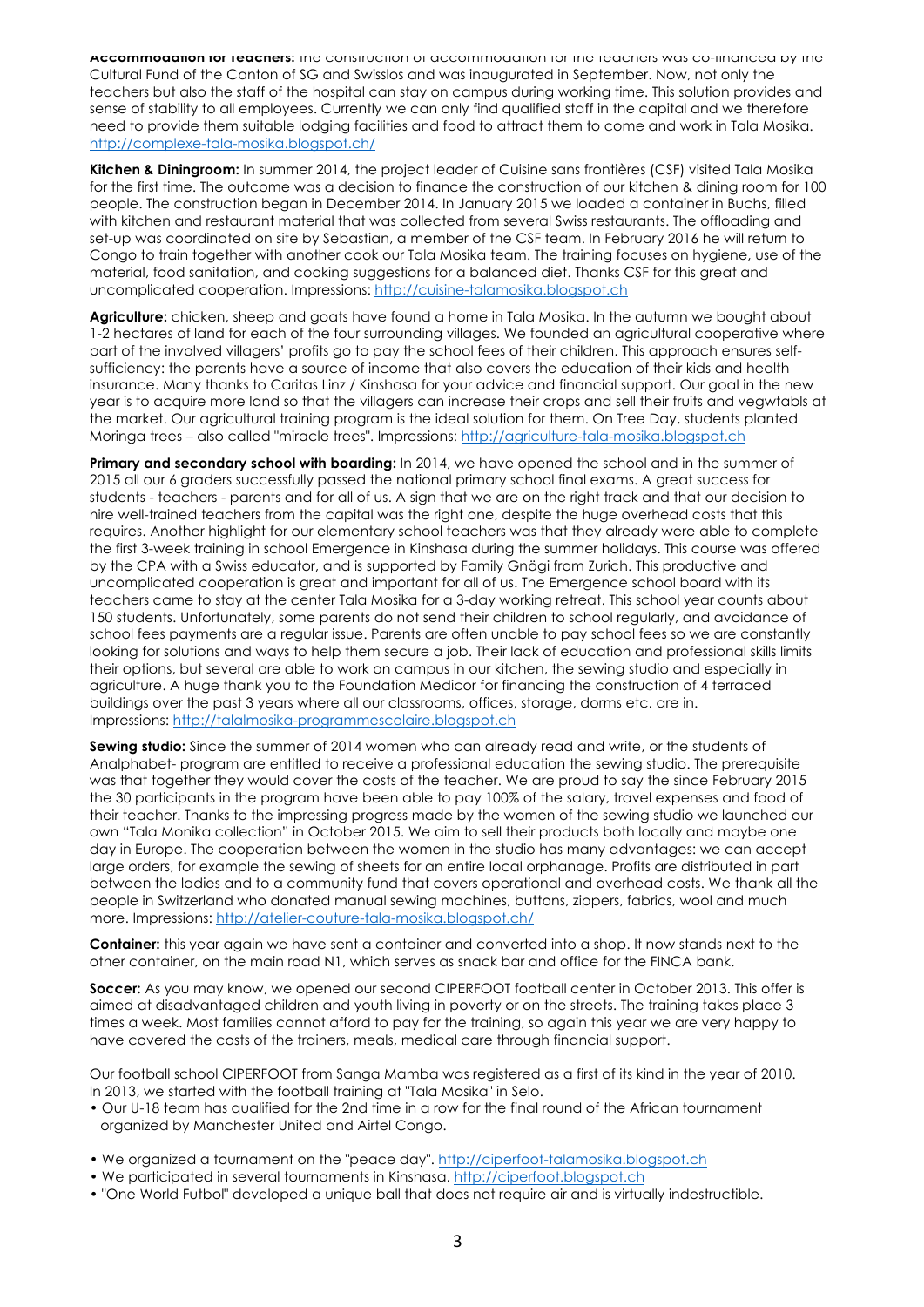**Accommodation for teachers**: The construction of accommodation for the teachers was co-financed by the Cultural Fund of the Canton of SG and Swisslos and was inaugurated in September. Now, not only the teachers but also the staff of the hospital can stay on campus during working time. This solution provides and sense of stability to all employees. Currently we can only find qualified staff in the capital and we therefore need to provide them suitable lodging facilities and food to attract them to come and work in Tala Mosika. http://complexe-tala-mosika.blogspot.ch/

**Kitchen & Diningroom:** In summer 2014, the project leader of Cuisine sans frontières (CSF) visited Tala Mosika for the first time. The outcome was a decision to finance the construction of our kitchen & dining room for 100 people. The construction began in December 2014. In January 2015 we loaded a container in Buchs, filled with kitchen and restaurant material that was collected from several Swiss restaurants. The offloading and set-up was coordinated on site by Sebastian, a member of the CSF team. In February 2016 he will return to Congo to train together with another cook our Tala Mosika team. The training focuses on hygiene, use of the material, food sanitation, and cooking suggestions for a balanced diet. Thanks CSF for this great and uncomplicated cooperation. Impressions: http://cuisine-talamosika.blogspot.ch

**Agriculture:** chicken, sheep and goats have found a home in Tala Mosika. In the autumn we bought about 1-2 hectares of land for each of the four surrounding villages. We founded an agricultural cooperative where part of the involved villagers' profits go to pay the school fees of their children. This approach ensures self-sufficiency: the parents have a source of income that also covers the education of their kids and health insurance. Many thanks to Caritas Linz / Kinshasa for your advice and financial support. Our goal in the new year is to acquire more land so that the villagers can increase their crops and sell their fruits and vegwtabls at the market. Our agricultural training program is the ideal solution for them. On Tree Day, students planted Moringa trees – also called "miracle trees". Impressions: http://agriculture-tala-mosika.blogspot.ch

**Primary and secondary school with boarding:** In 2014, we have opened the school and in the summer of 2015 all our 6 graders successfully passed the national primary school final exams. A great success for students - teachers - parents and for all of us. A sign that we are on the right track and that our decision to hire well-trained teachers from the capital was the right one, despite the huge overhead costs that this requires. Another highlight for our elementary school teachers was that they already were able to complete the first 3-week training in school Emergence in Kinshasa during the summer holidays. This course was offered by the CPA with a Swiss educator, and is supported by Family Gnägi from Zurich. This productive and uncomplicated cooperation is great and important for all of us. The Emergence school board with its teachers came to stay at the center Tala Mosika for a 3-day working retreat. This school year counts about 150 students. Unfortunately, some parents do not send their children to school regularly, and avoidance of school fees payments are a regular issue. Parents are often unable to pay school fees so we are constantly looking for solutions and ways to help them secure a job. Their lack of education and professional skills limits their options, but several are able to work on campus in our kitchen, the sewing studio and especially in agriculture. A huge thank you to the Foundation Medicor for financing the construction of 4 terraced buildings over the past 3 years where all our classrooms, offices, storage, dorms etc. are in. Impressions: http://talalmosika-programmescolaire.blogspot.ch

**Sewing studio:** Since the summer of 2014 women who can already read and write, or the students of Analphabet- program are entitled to receive a professional education the sewing studio. The prerequisite was that together they would cover the costs of the teacher. We are proud to say the since February 2015 the 30 participants in the program have been able to pay 100% of the salary, travel expenses and food of their teacher. Thanks to the impressing progress made by the women of the sewing studio we launched our own "Tala Monika collection" in October 2015. We aim to sell their products both locally and maybe one day in Europe. The cooperation between the women in the studio has many advantages: we can accept large orders, for example the sewing of sheets for an entire local orphanage. Profits are distributed in part between the ladies and to a community fund that covers operational and overhead costs. We thank all the people in Switzerland who donated manual sewing machines, buttons, zippers, fabrics, wool and much more. Impressions: http://atelier-couture-tala-mosika.blogspot.ch/

**Container:** this year again we have sent a container and converted into a shop. It now stands next to the other container, on the main road N1, which serves as snack bar and office for the FINCA bank.

**Soccer:** As you may know, we opened our second CIPERFOOT football center in October 2013. This offer is aimed at disadvantaged children and youth living in poverty or on the streets. The training takes place 3 times a week. Most families cannot afford to pay for the training, so again this year we are very happy to have covered the costs of the trainers, meals, medical care through financial support.

Our football school CIPERFOOT from Sanga Mamba was registered as a first of its kind in the year of 2010. In 2013, we started with the football training at "Tala Mosika" in Selo.

- Our U-18 team has qualified for the 2nd time in a row for the final round of the African tournament organized by Manchester United and Airtel Congo.

- We organized a tournament on the "peace day". http://ciperfoot-talamosika.blogspot.ch
- We participated in several tournaments in Kinshasa. http://ciperfoot.blogspot.ch
- "One World Futbol" developed a unique ball that does not require air and is virtually indestructible.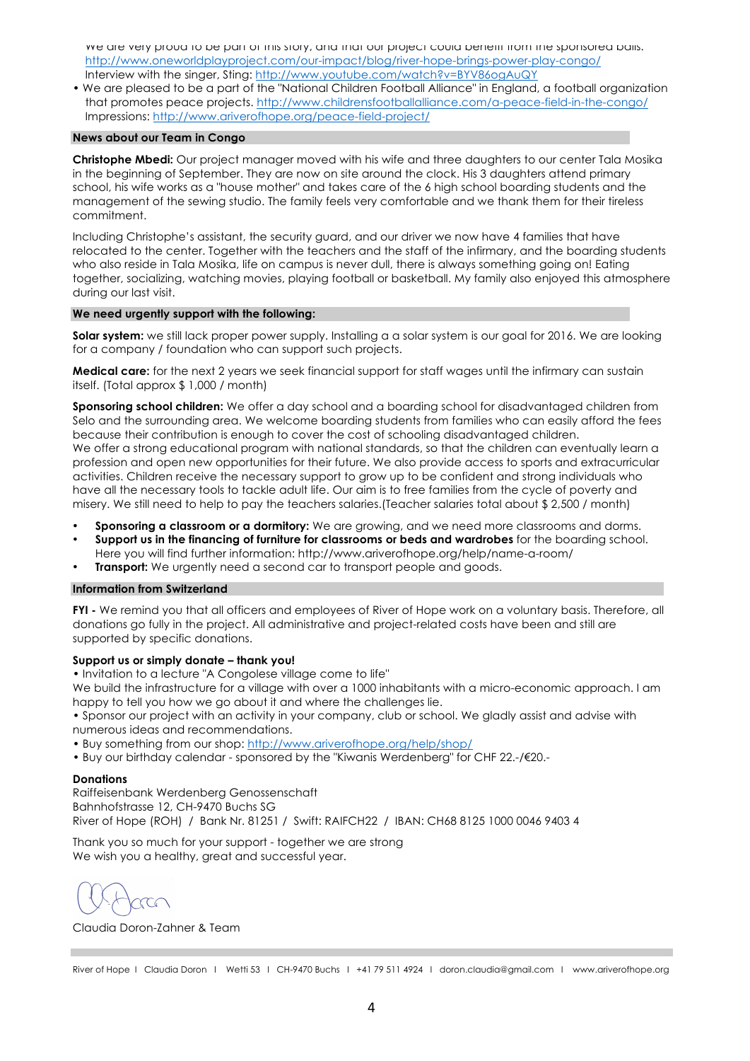We are very proud to be part of this story, and that our project could benefit from the sponsored balls. http://www.oneworldplayproject.com/our-impact/blog/river-hope-brings-power-play-congo/
Interview with the singer, Sting: http://www.youtube.com/watch?v=BYV86ogAuQY

- We are pleased to be a part of the "National Children Football Alliance" in England, a football organization that promotes peace projects. http://www.childrensfootballalliance.com/a-peace-field-in-the-congo/
Impressions: http://www.ariverofhope.org/peace-field-project/

## News about our Team in Congo

**Christophe Mbedi:** Our project manager moved with his wife and three daughters to our center Tala Mosika in the beginning of September. They are now on site around the clock. His 3 daughters attend primary school, his wife works as a "house mother" and takes care of the 6 high school boarding students and the management of the sewing studio. The family feels very comfortable and we thank them for their tireless commitment.

Including Christophe's assistant, the security guard, and our driver we now have 4 families that have relocated to the center. Together with the teachers and the staff of the infirmary, and the boarding students who also reside in Tala Mosika, life on campus is never dull, there is always something going on! Eating together, socializing, watching movies, playing football or basketball. My family also enjoyed this atmosphere during our last visit.

## We need urgently support with the following:

**Solar system:** we still lack proper power supply. Installing a a solar system is our goal for 2016. We are looking for a company / foundation who can support such projects.

**Medical care:** for the next 2 years we seek financial support for staff wages until the infirmary can sustain itself. (Total approx $ 1,000 / month)

**Sponsoring school children:** We offer a day school and a boarding school for disadvantaged children from Selo and the surrounding area. We welcome boarding students from families who can easily afford the fees because their contribution is enough to cover the cost of schooling disadvantaged children.
We offer a strong educational program with national standards, so that the children can eventually learn a profession and open new opportunities for their future. We also provide access to sports and extracurricular activities. Children receive the necessary support to grow up to be confident and strong individuals who have all the necessary tools to tackle adult life. Our aim is to free families from the cycle of poverty and misery. We still need to help to pay the teachers salaries.(Teacher salaries total about $ 2,500 / month)

- **Sponsoring a classroom or a dormitory:** We are growing, and we need more classrooms and dorms.
- **Support us in the financing of furniture for classrooms or beds and wardrobes** for the boarding school. Here you will find further information: http://www.ariverofhope.org/help/name-a-room/
- **Transport:** We urgently need a second car to transport people and goods.

## Information from Switzerland

**FYI -** We remind you that all officers and employees of River of Hope work on a voluntary basis. Therefore, all donations go fully in the project. All administrative and project-related costs have been and still are supported by specific donations.

### Support us or simply donate – thank you!

- Invitation to a lecture "A Congolese village come to life"
We build the infrastructure for a village with over a 1000 inhabitants with a micro-economic approach. I am happy to tell you how we go about it and where the challenges lie.
- Sponsor our project with an activity in your company, club or school. We gladly assist and advise with numerous ideas and recommendations.
- Buy something from our shop: http://www.ariverofhope.org/help/shop/
- Buy our birthday calendar - sponsored by the "Kiwanis Werdenberg" for CHF 22.-/€20.-

### Donations

Raiffeisenbank Werdenberg Genossenschaft
Bahnhofstrasse 12, CH-9470 Buchs SG
River of Hope (ROH) / Bank Nr. 81251 / Swift: RAIFCH22 / IBAN: CH68 8125 1000 0046 9403 4

Thank you so much for your support - together we are strong
We wish you a healthy, great and successful year.

Claudia Doron-Zahner & Team

River of Hope I Claudia Doron I Wetti 53 I CH-9470 Buchs I +41 79 511 4924 I doron.claudia@gmail.com I www.ariverofhope.org